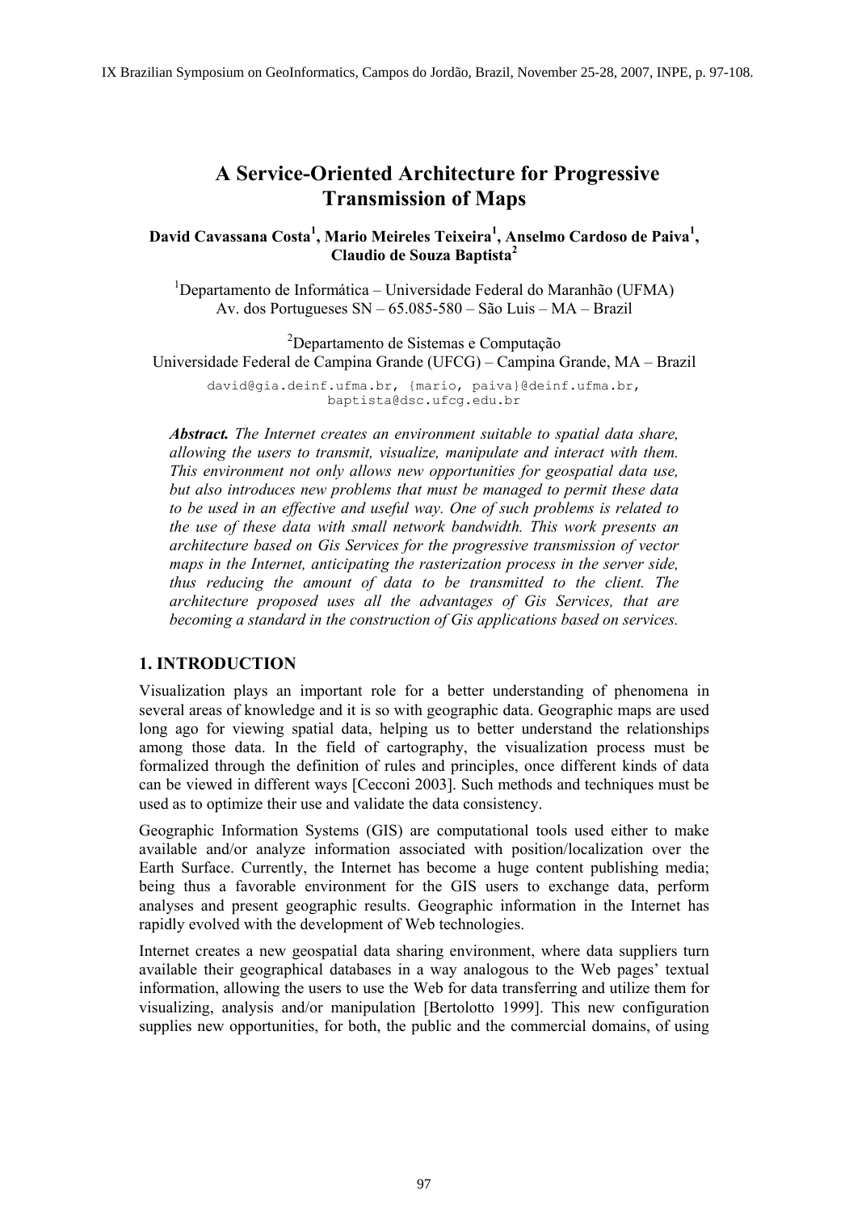# A Service-Oriented Architecture for Progressive Transmission of Maps

**David Cavassana Costa[1], Mario Meireles Teixeira[1], Anselmo Cardoso de Paiva[1], Claudio de Souza Baptista[2]**

[1]Departamento de Informática – Universidade Federal do Maranhão (UFMA)
Av. dos Portugueses SN – 65.085-580 – São Luis – MA – Brazil

[2]Departamento de Sistemas e Computação
Universidade Federal de Campina Grande (UFCG) – Campina Grande, MA – Brazil

david@gia.deinf.ufma.br, {mario, paiva}@deinf.ufma.br, baptista@dsc.ufcg.edu.br

***Abstract.*** *The Internet creates an environment suitable to spatial data share, allowing the users to transmit, visualize, manipulate and interact with them. This environment not only allows new opportunities for geospatial data use, but also introduces new problems that must be managed to permit these data to be used in an effective and useful way. One of such problems is related to the use of these data with small network bandwidth. This work presents an architecture based on Gis Services for the progressive transmission of vector maps in the Internet, anticipating the rasterization process in the server side, thus reducing the amount of data to be transmitted to the client. The architecture proposed uses all the advantages of Gis Services, that are becoming a standard in the construction of Gis applications based on services.*

## 1. INTRODUCTION

Visualization plays an important role for a better understanding of phenomena in several areas of knowledge and it is so with geographic data. Geographic maps are used long ago for viewing spatial data, helping us to better understand the relationships among those data. In the field of cartography, the visualization process must be formalized through the definition of rules and principles, once different kinds of data can be viewed in different ways [Cecconi 2003]. Such methods and techniques must be used as to optimize their use and validate the data consistency.

Geographic Information Systems (GIS) are computational tools used either to make available and/or analyze information associated with position/localization over the Earth Surface. Currently, the Internet has become a huge content publishing media; being thus a favorable environment for the GIS users to exchange data, perform analyses and present geographic results. Geographic information in the Internet has rapidly evolved with the development of Web technologies.

Internet creates a new geospatial data sharing environment, where data suppliers turn available their geographical databases in a way analogous to the Web pages' textual information, allowing the users to use the Web for data transferring and utilize them for visualizing, analysis and/or manipulation [Bertolotto 1999]. This new configuration supplies new opportunities, for both, the public and the commercial domains, of using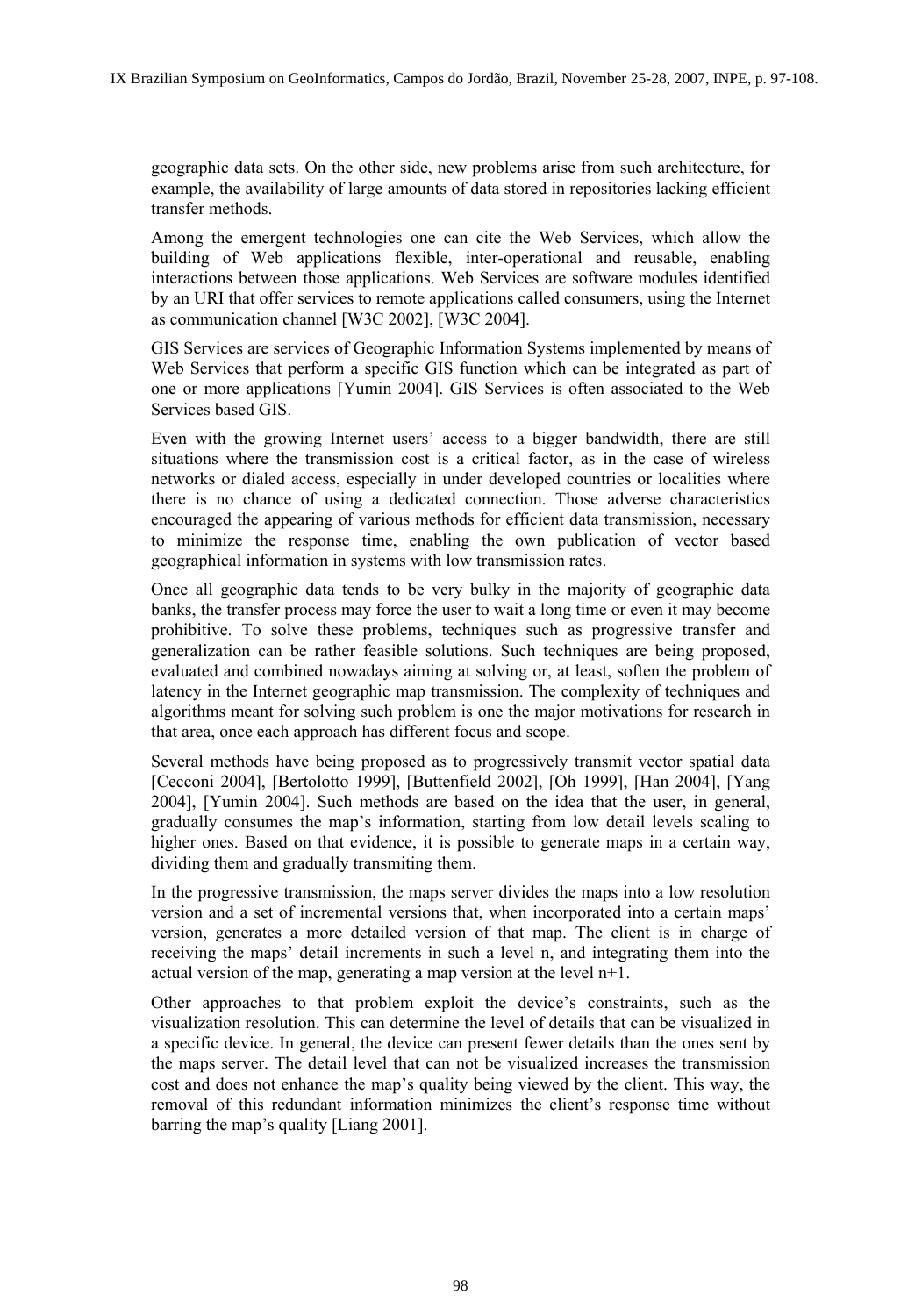geographic data sets. On the other side, new problems arise from such architecture, for example, the availability of large amounts of data stored in repositories lacking efficient transfer methods.

Among the emergent technologies one can cite the Web Services, which allow the building of Web applications flexible, inter-operational and reusable, enabling interactions between those applications. Web Services are software modules identified by an URI that offer services to remote applications called consumers, using the Internet as communication channel [W3C 2002], [W3C 2004].

GIS Services are services of Geographic Information Systems implemented by means of Web Services that perform a specific GIS function which can be integrated as part of one or more applications [Yumin 2004]. GIS Services is often associated to the Web Services based GIS.

Even with the growing Internet users' access to a bigger bandwidth, there are still situations where the transmission cost is a critical factor, as in the case of wireless networks or dialed access, especially in under developed countries or localities where there is no chance of using a dedicated connection. Those adverse characteristics encouraged the appearing of various methods for efficient data transmission, necessary to minimize the response time, enabling the own publication of vector based geographical information in systems with low transmission rates.

Once all geographic data tends to be very bulky in the majority of geographic data banks, the transfer process may force the user to wait a long time or even it may become prohibitive. To solve these problems, techniques such as progressive transfer and generalization can be rather feasible solutions. Such techniques are being proposed, evaluated and combined nowadays aiming at solving or, at least, soften the problem of latency in the Internet geographic map transmission. The complexity of techniques and algorithms meant for solving such problem is one the major motivations for research in that area, once each approach has different focus and scope.

Several methods have being proposed as to progressively transmit vector spatial data [Cecconi 2004], [Bertolotto 1999], [Buttenfield 2002], [Oh 1999], [Han 2004], [Yang 2004], [Yumin 2004]. Such methods are based on the idea that the user, in general, gradually consumes the map's information, starting from low detail levels scaling to higher ones. Based on that evidence, it is possible to generate maps in a certain way, dividing them and gradually transmitting them.

In the progressive transmission, the maps server divides the maps into a low resolution version and a set of incremental versions that, when incorporated into a certain maps' version, generates a more detailed version of that map. The client is in charge of receiving the maps' detail increments in such a level n, and integrating them into the actual version of the map, generating a map version at the level n+1.

Other approaches to that problem exploit the device's constraints, such as the visualization resolution. This can determine the level of details that can be visualized in a specific device. In general, the device can present fewer details than the ones sent by the maps server. The detail level that can not be visualized increases the transmission cost and does not enhance the map's quality being viewed by the client. This way, the removal of this redundant information minimizes the client's response time without barring the map's quality [Liang 2001].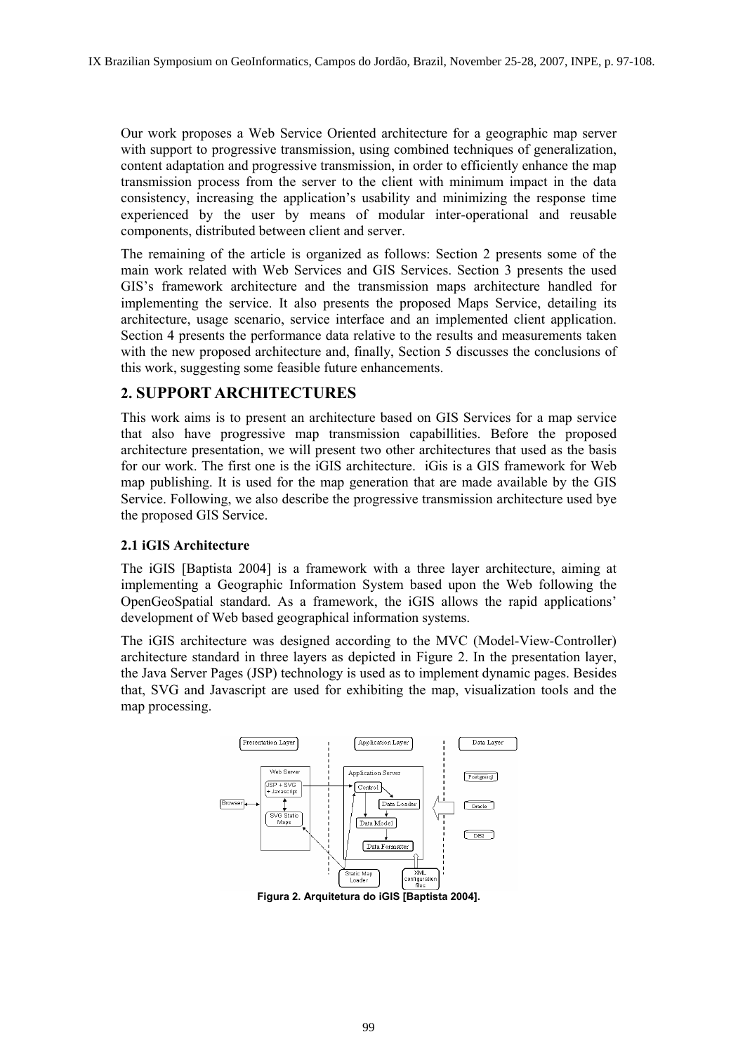Our work proposes a Web Service Oriented architecture for a geographic map server with support to progressive transmission, using combined techniques of generalization, content adaptation and progressive transmission, in order to efficiently enhance the map transmission process from the server to the client with minimum impact in the data consistency, increasing the application's usability and minimizing the response time experienced by the user by means of modular inter-operational and reusable components, distributed between client and server.

The remaining of the article is organized as follows: Section 2 presents some of the main work related with Web Services and GIS Services. Section 3 presents the used GIS's framework architecture and the transmission maps architecture handled for implementing the service. It also presents the proposed Maps Service, detailing its architecture, usage scenario, service interface and an implemented client application. Section 4 presents the performance data relative to the results and measurements taken with the new proposed architecture and, finally, Section 5 discusses the conclusions of this work, suggesting some feasible future enhancements.

## 2. SUPPORT ARCHITECTURES

This work aims is to present an architecture based on GIS Services for a map service that also have progressive map transmission capabillities. Before the proposed architecture presentation, we will present two other architectures that used as the basis for our work. The first one is the iGIS architecture. iGis is a GIS framework for Web map publishing. It is used for the map generation that are made available by the GIS Service. Following, we also describe the progressive transmission architecture used bye the proposed GIS Service.

### 2.1 iGIS Architecture

The iGIS [Baptista 2004] is a framework with a three layer architecture, aiming at implementing a Geographic Information System based upon the Web following the OpenGeoSpatial standard. As a framework, the iGIS allows the rapid applications' development of Web based geographical information systems.

The iGIS architecture was designed according to the MVC (Model-View-Controller) architecture standard in three layers as depicted in Figure 2. In the presentation layer, the Java Server Pages (JSP) technology is used as to implement dynamic pages. Besides that, SVG and Javascript are used for exhibiting the map, visualization tools and the map processing.

**Figura 2. Arquitetura do iGIS [Baptista 2004].**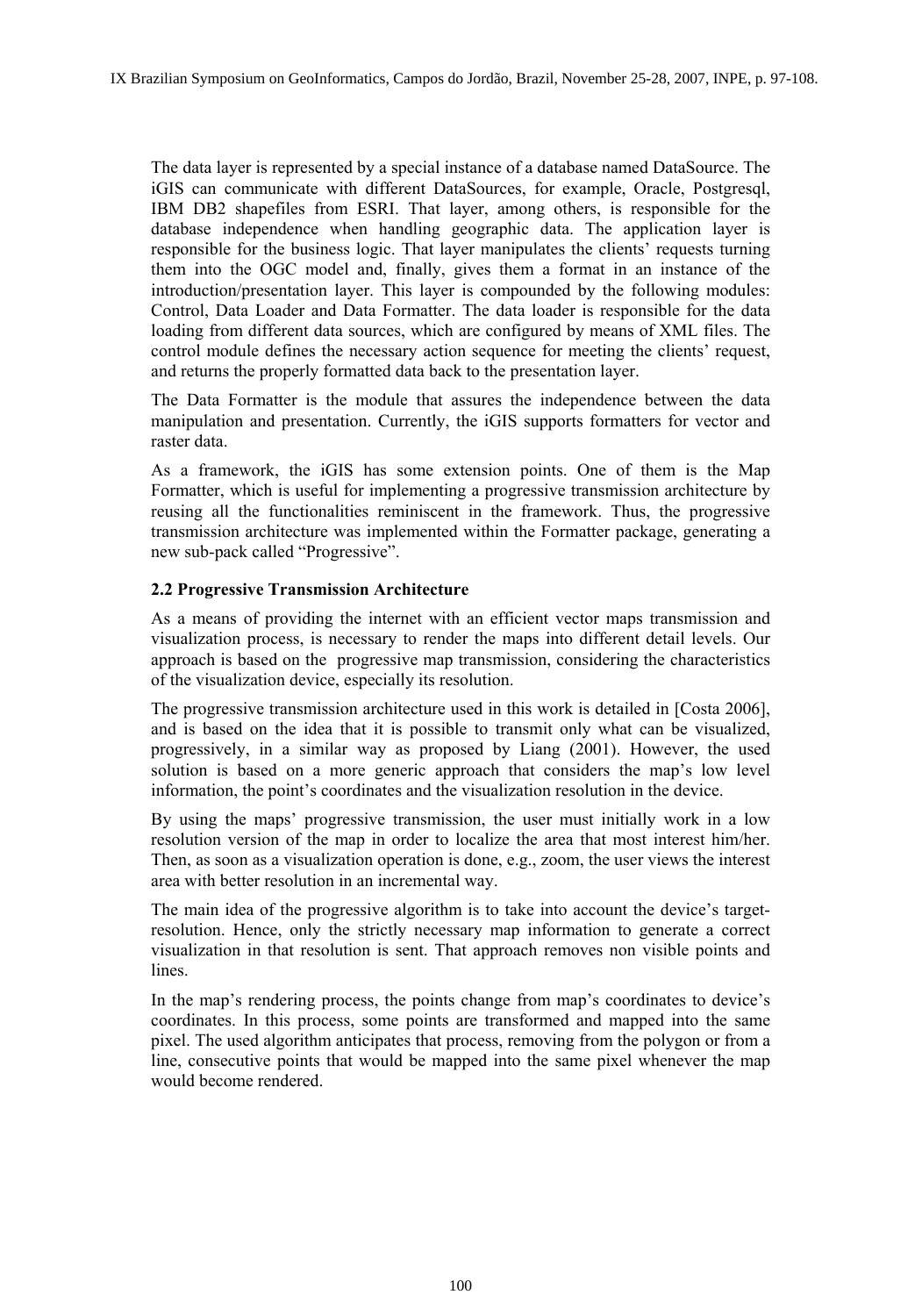The data layer is represented by a special instance of a database named DataSource. The iGIS can communicate with different DataSources, for example, Oracle, Postgresql, IBM DB2 shapefiles from ESRI. That layer, among others, is responsible for the database independence when handling geographic data. The application layer is responsible for the business logic. That layer manipulates the clients' requests turning them into the OGC model and, finally, gives them a format in an instance of the introduction/presentation layer. This layer is compounded by the following modules: Control, Data Loader and Data Formatter. The data loader is responsible for the data loading from different data sources, which are configured by means of XML files. The control module defines the necessary action sequence for meeting the clients' request, and returns the properly formatted data back to the presentation layer.

The Data Formatter is the module that assures the independence between the data manipulation and presentation. Currently, the iGIS supports formatters for vector and raster data.

As a framework, the iGIS has some extension points. One of them is the Map Formatter, which is useful for implementing a progressive transmission architecture by reusing all the functionalities reminiscent in the framework. Thus, the progressive transmission architecture was implemented within the Formatter package, generating a new sub-pack called "Progressive".

### 2.2 Progressive Transmission Architecture

As a means of providing the internet with an efficient vector maps transmission and visualization process, is necessary to render the maps into different detail levels. Our approach is based on the progressive map transmission, considering the characteristics of the visualization device, especially its resolution.

The progressive transmission architecture used in this work is detailed in [Costa 2006], and is based on the idea that it is possible to transmit only what can be visualized, progressively, in a similar way as proposed by Liang (2001). However, the used solution is based on a more generic approach that considers the map's low level information, the point's coordinates and the visualization resolution in the device.

By using the maps' progressive transmission, the user must initially work in a low resolution version of the map in order to localize the area that most interest him/her. Then, as soon as a visualization operation is done, e.g., zoom, the user views the interest area with better resolution in an incremental way.

The main idea of the progressive algorithm is to take into account the device's target-resolution. Hence, only the strictly necessary map information to generate a correct visualization in that resolution is sent. That approach removes non visible points and lines.

In the map's rendering process, the points change from map's coordinates to device's coordinates. In this process, some points are transformed and mapped into the same pixel. The used algorithm anticipates that process, removing from the polygon or from a line, consecutive points that would be mapped into the same pixel whenever the map would become rendered.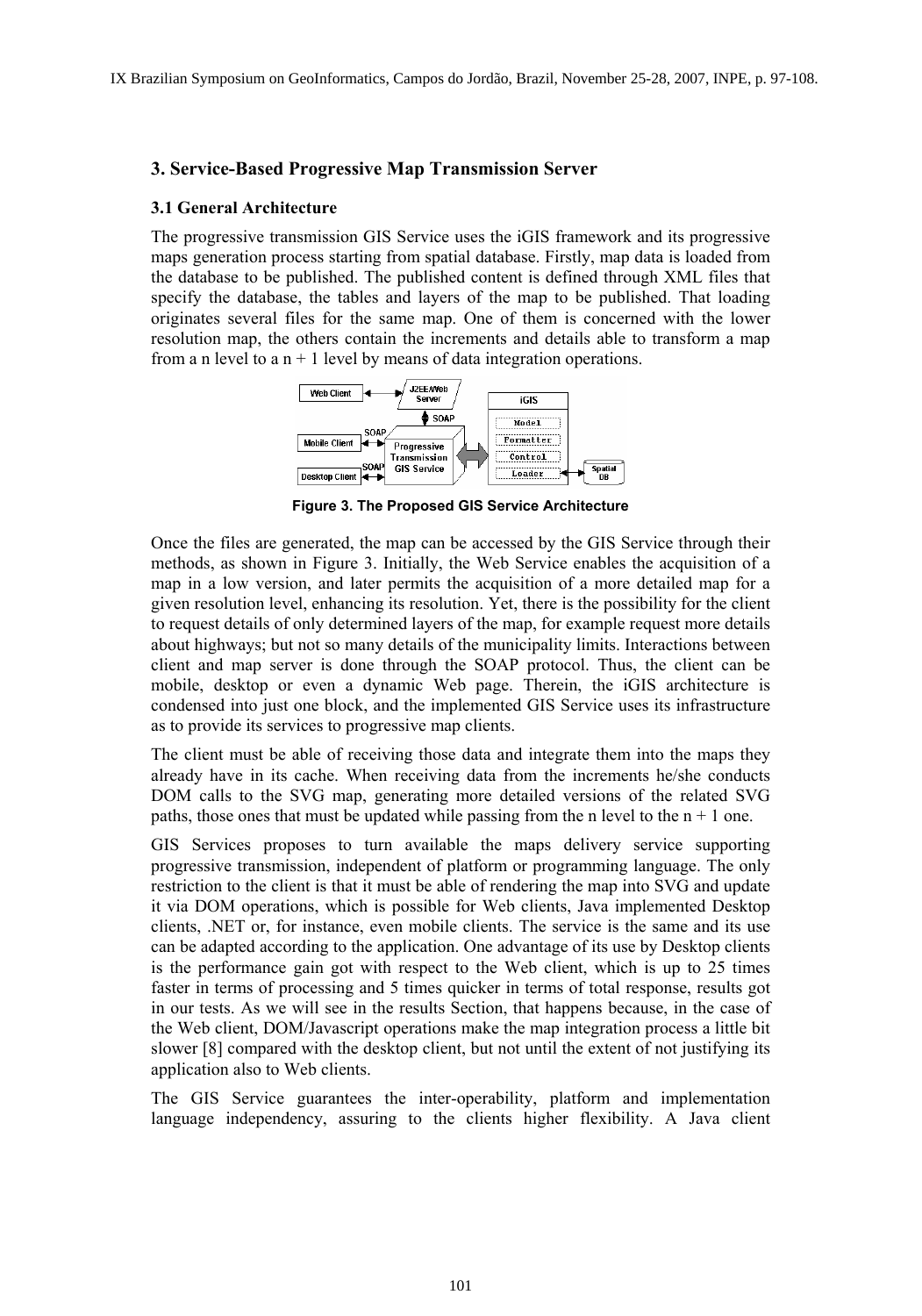## 3. Service-Based Progressive Map Transmission Server

### 3.1 General Architecture

The progressive transmission GIS Service uses the iGIS framework and its progressive maps generation process starting from spatial database. Firstly, map data is loaded from the database to be published. The published content is defined through XML files that specify the database, the tables and layers of the map to be published. That loading originates several files for the same map. One of them is concerned with the lower resolution map, the others contain the increments and details able to transform a map from a n level to a n + 1 level by means of data integration operations.

**Figure 3. The Proposed GIS Service Architecture**

Once the files are generated, the map can be accessed by the GIS Service through their methods, as shown in Figure 3. Initially, the Web Service enables the acquisition of a map in a low version, and later permits the acquisition of a more detailed map for a given resolution level, enhancing its resolution. Yet, there is the possibility for the client to request details of only determined layers of the map, for example request more details about highways; but not so many details of the municipality limits. Interactions between client and map server is done through the SOAP protocol. Thus, the client can be mobile, desktop or even a dynamic Web page. Therein, the iGIS architecture is condensed into just one block, and the implemented GIS Service uses its infrastructure as to provide its services to progressive map clients.

The client must be able of receiving those data and integrate them into the maps they already have in its cache. When receiving data from the increments he/she conducts DOM calls to the SVG map, generating more detailed versions of the related SVG paths, those ones that must be updated while passing from the n level to the n + 1 one.

GIS Services proposes to turn available the maps delivery service supporting progressive transmission, independent of platform or programming language. The only restriction to the client is that it must be able of rendering the map into SVG and update it via DOM operations, which is possible for Web clients, Java implemented Desktop clients, .NET or, for instance, even mobile clients. The service is the same and its use can be adapted according to the application. One advantage of its use by Desktop clients is the performance gain got with respect to the Web client, which is up to 25 times faster in terms of processing and 5 times quicker in terms of total response, results got in our tests. As we will see in the results Section, that happens because, in the case of the Web client, DOM/Javascript operations make the map integration process a little bit slower [8] compared with the desktop client, but not until the extent of not justifying its application also to Web clients.

The GIS Service guarantees the inter-operability, platform and implementation language independency, assuring to the clients higher flexibility. A Java client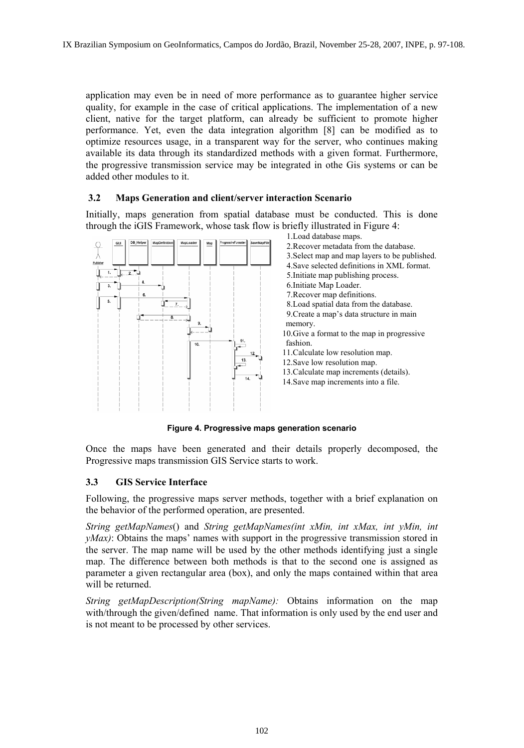application may even be in need of more performance as to guarantee higher service quality, for example in the case of critical applications. The implementation of a new client, native for the target platform, can already be sufficient to promote higher performance. Yet, even the data integration algorithm [8] can be modified as to optimize resources usage, in a transparent way for the server, who continues making available its data through its standardized methods with a given format. Furthermore, the progressive transmission service may be integrated in othe Gis systems or can be added other modules to it.

### 3.2 Maps Generation and client/server interaction Scenario

Initially, maps generation from spatial database must be conducted. This is done through the iGIS Framework, whose task flow is briefly illustrated in Figure 4:

1. Load database maps.
2. Recover metadata from the database.
3. Select map and map layers to be published.
4. Save selected definitions in XML format.
5. Initiate map publishing process.
6. Initiate Map Loader.
7. Recover map definitions.
8. Load spatial data from the database.
9. Create a map's data structure in main memory.
10. Give a format to the map in progressive fashion.
11. Calculate low resolution map.
12. Save low resolution map.
13. Calculate map increments (details).
14. Save map increments into a file.

**Figure 4. Progressive maps generation scenario**

Once the maps have been generated and their details properly decomposed, the Progressive maps transmission GIS Service starts to work.

### 3.3 GIS Service Interface

Following, the progressive maps server methods, together with a brief explanation on the behavior of the performed operation, are presented.

*String getMapNames*() and *String getMapNames(int xMin, int xMax, int yMin, int yMax)*: Obtains the maps' names with support in the progressive transmission stored in the server. The map name will be used by the other methods identifying just a single map. The difference between both methods is that to the second one is assigned as parameter a given rectangular area (box), and only the maps contained within that area will be returned.

*String getMapDescription(String mapName):* Obtains information on the map with/through the given/defined name. That information is only used by the end user and is not meant to be processed by other services.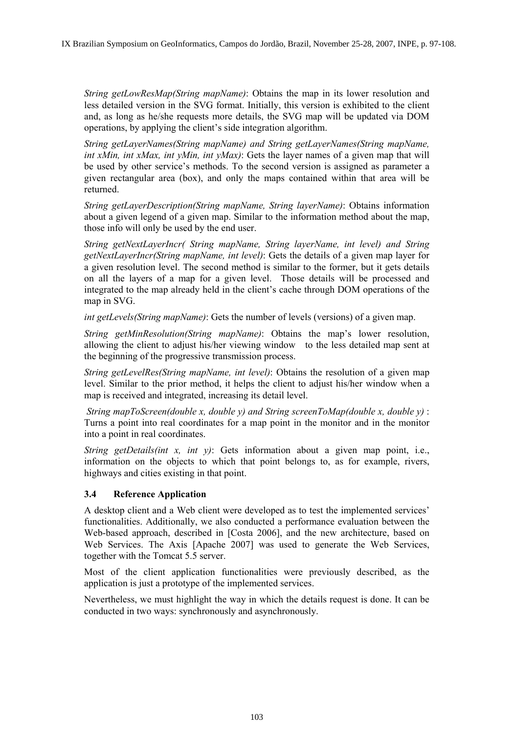*String getLowResMap(String mapName)*: Obtains the map in its lower resolution and less detailed version in the SVG format. Initially, this version is exhibited to the client and, as long as he/she requests more details, the SVG map will be updated via DOM operations, by applying the client's side integration algorithm.

*String getLayerNames(String mapName) and String getLayerNames(String mapName, int xMin, int xMax, int yMin, int yMax)*: Gets the layer names of a given map that will be used by other service's methods. To the second version is assigned as parameter a given rectangular area (box), and only the maps contained within that area will be returned.

*String getLayerDescription(String mapName, String layerName)*: Obtains information about a given legend of a given map. Similar to the information method about the map, those info will only be used by the end user.

*String getNextLayerIncr( String mapName, String layerName, int level) and String getNextLayerIncr(String mapName, int level)*: Gets the details of a given map layer for a given resolution level. The second method is similar to the former, but it gets details on all the layers of a map for a given level. Those details will be processed and integrated to the map already held in the client's cache through DOM operations of the map in SVG.

*int getLevels(String mapName)*: Gets the number of levels (versions) of a given map.

*String getMinResolution(String mapName)*: Obtains the map's lower resolution, allowing the client to adjust his/her viewing window to the less detailed map sent at the beginning of the progressive transmission process.

*String getLevelRes(String mapName, int level)*: Obtains the resolution of a given map level. Similar to the prior method, it helps the client to adjust his/her window when a map is received and integrated, increasing its detail level.

*String mapToScreen(double x, double y) and String screenToMap(double x, double y)* : Turns a point into real coordinates for a map point in the monitor and in the monitor into a point in real coordinates.

*String getDetails(int x, int y)*: Gets information about a given map point, i.e., information on the objects to which that point belongs to, as for example, rivers, highways and cities existing in that point.

### 3.4 Reference Application

A desktop client and a Web client were developed as to test the implemented services' functionalities. Additionally, we also conducted a performance evaluation between the Web-based approach, described in [Costa 2006], and the new architecture, based on Web Services. The Axis [Apache 2007] was used to generate the Web Services, together with the Tomcat 5.5 server.

Most of the client application functionalities were previously described, as the application is just a prototype of the implemented services.

Nevertheless, we must highlight the way in which the details request is done. It can be conducted in two ways: synchronously and asynchronously.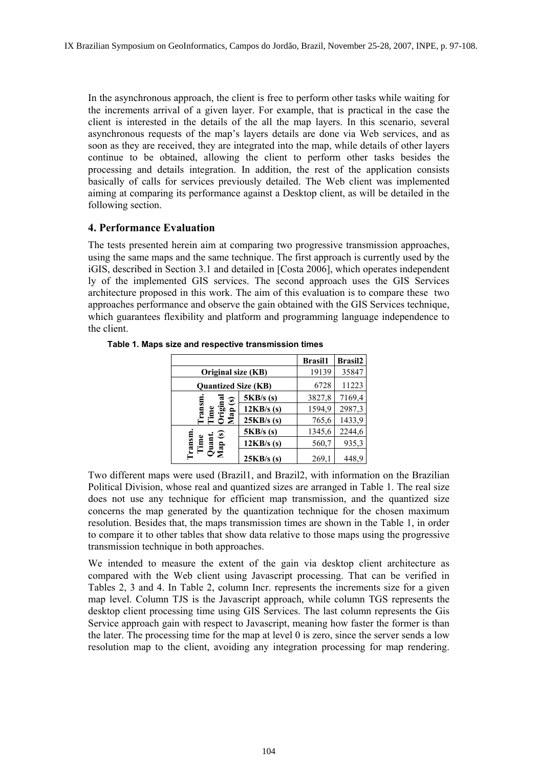In the asynchronous approach, the client is free to perform other tasks while waiting for the increments arrival of a given layer. For example, that is practical in the case the client is interested in the details of the all the map layers. In this scenario, several asynchronous requests of the map's layers details are done via Web services, and as soon as they are received, they are integrated into the map, while details of other layers continue to be obtained, allowing the client to perform other tasks besides the processing and details integration. In addition, the rest of the application consists basically of calls for services previously detailed. The Web client was implemented aiming at comparing its performance against a Desktop client, as will be detailed in the following section.

## 4. Performance Evaluation

The tests presented herein aim at comparing two progressive transmission approaches, using the same maps and the same technique. The first approach is currently used by the iGIS, described in Section 3.1 and detailed in [Costa 2006], which operates independent ly of the implemented GIS services. The second approach uses the GIS Services architecture proposed in this work. The aim of this evaluation is to compare these two approaches performance and observe the gain obtained with the GIS Services technique, which guarantees flexibility and platform and programming language independence to the client.

**Table 1. Maps size and respective transmission times**

| | | Brasil1 | Brasil2 |
|---|---|---|---|
| **Original size (KB)** | | 19139 | 35847 |
| **Quantized Size (KB)** | | 6728 | 11223 |
| **Transm. Time Original Map (s)** | **5KB/s (s)** | 3827,8 | 7169,4 |
| | **12KB/s (s)** | 1594,9 | 2987,3 |
| | **25KB/s (s)** | 765,6 | 1433,9 |
| **Transm. Time Quant. Map (s)** | **5KB/s (s)** | 1345,6 | 2244,6 |
| | **12KB/s (s)** | 560,7 | 935,3 |
| | **25KB/s (s)** | 269,1 | 448,9 |

Two different maps were used (Brazil1, and Brazil2, with information on the Brazilian Political Division, whose real and quantized sizes are arranged in Table 1. The real size does not use any technique for efficient map transmission, and the quantized size concerns the map generated by the quantization technique for the chosen maximum resolution. Besides that, the maps transmission times are shown in the Table 1, in order to compare it to other tables that show data relative to those maps using the progressive transmission technique in both approaches.

We intended to measure the extent of the gain via desktop client architecture as compared with the Web client using Javascript processing. That can be verified in Tables 2, 3 and 4. In Table 2, column Incr. represents the increments size for a given map level. Column TJS is the Javascript approach, while column TGS represents the desktop client processing time using GIS Services. The last column represents the Gis Service approach gain with respect to Javascript, meaning how faster the former is than the later. The processing time for the map at level 0 is zero, since the server sends a low resolution map to the client, avoiding any integration processing for map rendering.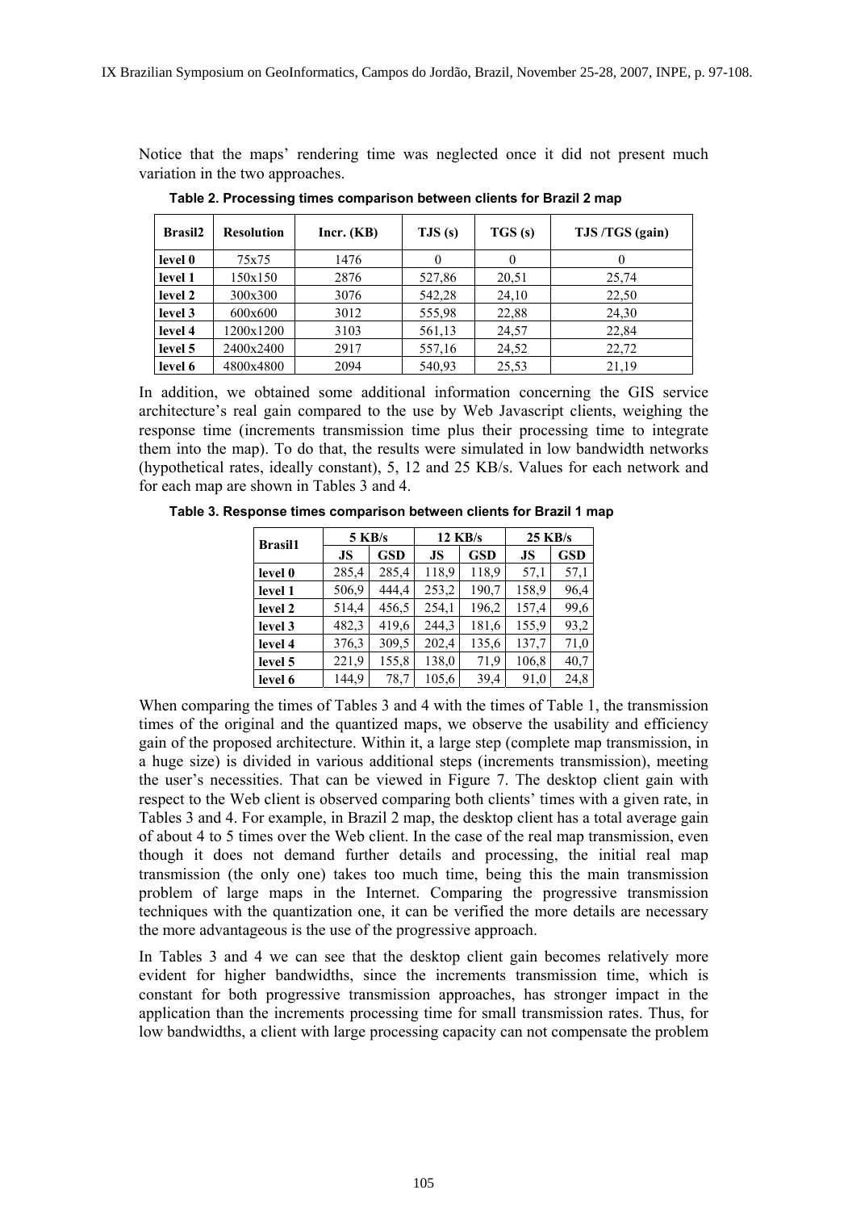Notice that the maps' rendering time was neglected once it did not present much variation in the two approaches.

**Table 2. Processing times comparison between clients for Brazil 2 map**

| Brasil2 | Resolution | Incr. (KB) | TJS (s) | TGS (s) | TJS /TGS (gain) |
|---|---|---|---|---|---|
| level 0 | 75x75 | 1476 | 0 | 0 | 0 |
| level 1 | 150x150 | 2876 | 527,86 | 20,51 | 25,74 |
| level 2 | 300x300 | 3076 | 542,28 | 24,10 | 22,50 |
| level 3 | 600x600 | 3012 | 555,98 | 22,88 | 24,30 |
| level 4 | 1200x1200 | 3103 | 561,13 | 24,57 | 22,84 |
| level 5 | 2400x2400 | 2917 | 557,16 | 24,52 | 22,72 |
| level 6 | 4800x4800 | 2094 | 540,93 | 25,53 | 21,19 |

In addition, we obtained some additional information concerning the GIS service architecture's real gain compared to the use by Web Javascript clients, weighing the response time (increments transmission time plus their processing time to integrate them into the map). To do that, the results were simulated in low bandwidth networks (hypothetical rates, ideally constant), 5, 12 and 25 KB/s. Values for each network and for each map are shown in Tables 3 and 4.

**Table 3. Response times comparison between clients for Brazil 1 map**

| Brasil1 | 5 KB/s | | 12 KB/s | | 25 KB/s | |
|---|---|---|---|---|---|---|
| | JS | GSD | JS | GSD | JS | GSD |
| level 0 | 285,4 | 285,4 | 118,9 | 118,9 | 57,1 | 57,1 |
| level 1 | 506,9 | 444,4 | 253,2 | 190,7 | 158,9 | 96,4 |
| level 2 | 514,4 | 456,5 | 254,1 | 196,2 | 157,4 | 99,6 |
| level 3 | 482,3 | 419,6 | 244,3 | 181,6 | 155,9 | 93,2 |
| level 4 | 376,3 | 309,5 | 202,4 | 135,6 | 137,7 | 71,0 |
| level 5 | 221,9 | 155,8 | 138,0 | 71,9 | 106,8 | 40,7 |
| level 6 | 144,9 | 78,7 | 105,6 | 39,4 | 91,0 | 24,8 |

When comparing the times of Tables 3 and 4 with the times of Table 1, the transmission times of the original and the quantized maps, we observe the usability and efficiency gain of the proposed architecture. Within it, a large step (complete map transmission, in a huge size) is divided in various additional steps (increments transmission), meeting the user's necessities. That can be viewed in Figure 7. The desktop client gain with respect to the Web client is observed comparing both clients' times with a given rate, in Tables 3 and 4. For example, in Brazil 2 map, the desktop client has a total average gain of about 4 to 5 times over the Web client. In the case of the real map transmission, even though it does not demand further details and processing, the initial real map transmission (the only one) takes too much time, being this the main transmission problem of large maps in the Internet. Comparing the progressive transmission techniques with the quantization one, it can be verified the more details are necessary the more advantageous is the use of the progressive approach.

In Tables 3 and 4 we can see that the desktop client gain becomes relatively more evident for higher bandwidths, since the increments transmission time, which is constant for both progressive transmission approaches, has stronger impact in the application than the increments processing time for small transmission rates. Thus, for low bandwidths, a client with large processing capacity can not compensate the problem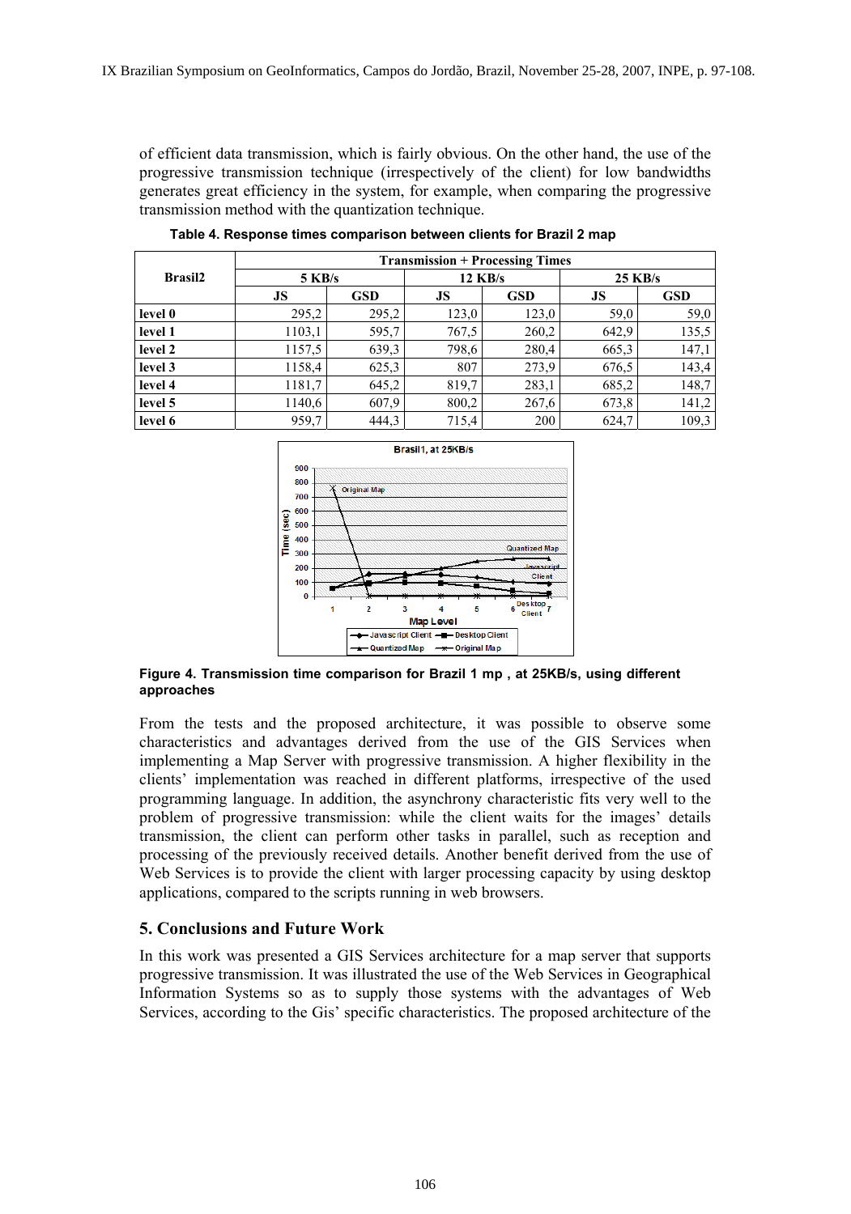of efficient data transmission, which is fairly obvious. On the other hand, the use of the progressive transmission technique (irrespectively of the client) for low bandwidths generates great efficiency in the system, for example, when comparing the progressive transmission method with the quantization technique.

**Table 4. Response times comparison between clients for Brazil 2 map**

| Brasil2 | Transmission + Processing Times | | | | | |
|---|---|---|---|---|---|---|
| | 5 KB/s | | 12 KB/s | | 25 KB/s | |
| | JS | GSD | JS | GSD | JS | GSD |
| level 0 | 295,2 | 295,2 | 123,0 | 123,0 | 59,0 | 59,0 |
| level 1 | 1103,1 | 595,7 | 767,5 | 260,2 | 642,9 | 135,5 |
| level 2 | 1157,5 | 639,3 | 798,6 | 280,4 | 665,3 | 147,1 |
| level 3 | 1158,4 | 625,3 | 807 | 273,9 | 676,5 | 143,4 |
| level 4 | 1181,7 | 645,2 | 819,7 | 283,1 | 685,2 | 148,7 |
| level 5 | 1140,6 | 607,9 | 800,2 | 267,6 | 673,8 | 141,2 |
| level 6 | 959,7 | 444,3 | 715,4 | 200 | 624,7 | 109,3 |

**Figure 4. Transmission time comparison for Brazil 1 mp , at 25KB/s, using different approaches**

From the tests and the proposed architecture, it was possible to observe some characteristics and advantages derived from the use of the GIS Services when implementing a Map Server with progressive transmission. A higher flexibility in the clients' implementation was reached in different platforms, irrespective of the used programming language. In addition, the asynchrony characteristic fits very well to the problem of progressive transmission: while the client waits for the images' details transmission, the client can perform other tasks in parallel, such as reception and processing of the previously received details. Another benefit derived from the use of Web Services is to provide the client with larger processing capacity by using desktop applications, compared to the scripts running in web browsers.

## 5. Conclusions and Future Work

In this work was presented a GIS Services architecture for a map server that supports progressive transmission. It was illustrated the use of the Web Services in Geographical Information Systems so as to supply those systems with the advantages of Web Services, according to the Gis' specific characteristics. The proposed architecture of the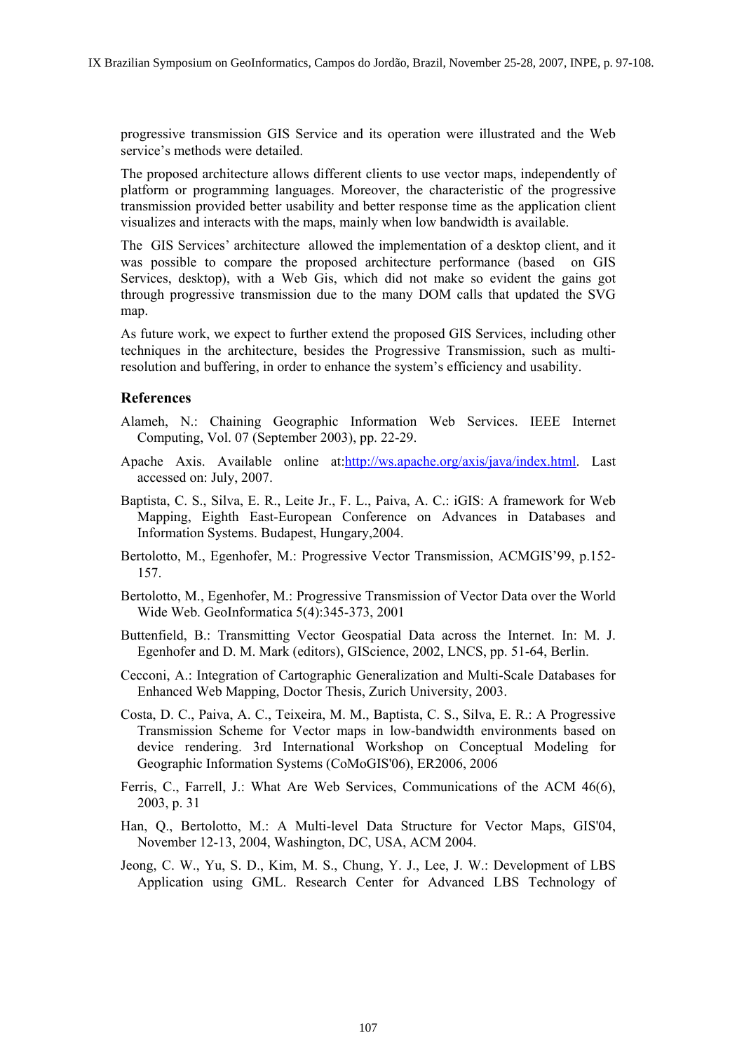progressive transmission GIS Service and its operation were illustrated and the Web service's methods were detailed.

The proposed architecture allows different clients to use vector maps, independently of platform or programming languages. Moreover, the characteristic of the progressive transmission provided better usability and better response time as the application client visualizes and interacts with the maps, mainly when low bandwidth is available.

The GIS Services' architecture allowed the implementation of a desktop client, and it was possible to compare the proposed architecture performance (based on GIS Services, desktop), with a Web Gis, which did not make so evident the gains got through progressive transmission due to the many DOM calls that updated the SVG map.

As future work, we expect to further extend the proposed GIS Services, including other techniques in the architecture, besides the Progressive Transmission, such as multi-resolution and buffering, in order to enhance the system's efficiency and usability.

## References

Alameh, N.: Chaining Geographic Information Web Services. IEEE Internet Computing, Vol. 07 (September 2003), pp. 22-29.

Apache Axis. Available online at:http://ws.apache.org/axis/java/index.html. Last accessed on: July, 2007.

Baptista, C. S., Silva, E. R., Leite Jr., F. L., Paiva, A. C.: iGIS: A framework for Web Mapping, Eighth East-European Conference on Advances in Databases and Information Systems. Budapest, Hungary,2004.

Bertolotto, M., Egenhofer, M.: Progressive Vector Transmission, ACMGIS'99, p.152-157.

Bertolotto, M., Egenhofer, M.: Progressive Transmission of Vector Data over the World Wide Web. GeoInformatica 5(4):345-373, 2001

Buttenfield, B.: Transmitting Vector Geospatial Data across the Internet. In: M. J. Egenhofer and D. M. Mark (editors), GIScience, 2002, LNCS, pp. 51-64, Berlin.

Cecconi, A.: Integration of Cartographic Generalization and Multi-Scale Databases for Enhanced Web Mapping, Doctor Thesis, Zurich University, 2003.

Costa, D. C., Paiva, A. C., Teixeira, M. M., Baptista, C. S., Silva, E. R.: A Progressive Transmission Scheme for Vector maps in low-bandwidth environments based on device rendering. 3rd International Workshop on Conceptual Modeling for Geographic Information Systems (CoMoGIS'06), ER2006, 2006

Ferris, C., Farrell, J.: What Are Web Services, Communications of the ACM 46(6), 2003, p. 31

Han, Q., Bertolotto, M.: A Multi-level Data Structure for Vector Maps, GIS'04, November 12-13, 2004, Washington, DC, USA, ACM 2004.

Jeong, C. W., Yu, S. D., Kim, M. S., Chung, Y. J., Lee, J. W.: Development of LBS Application using GML. Research Center for Advanced LBS Technology of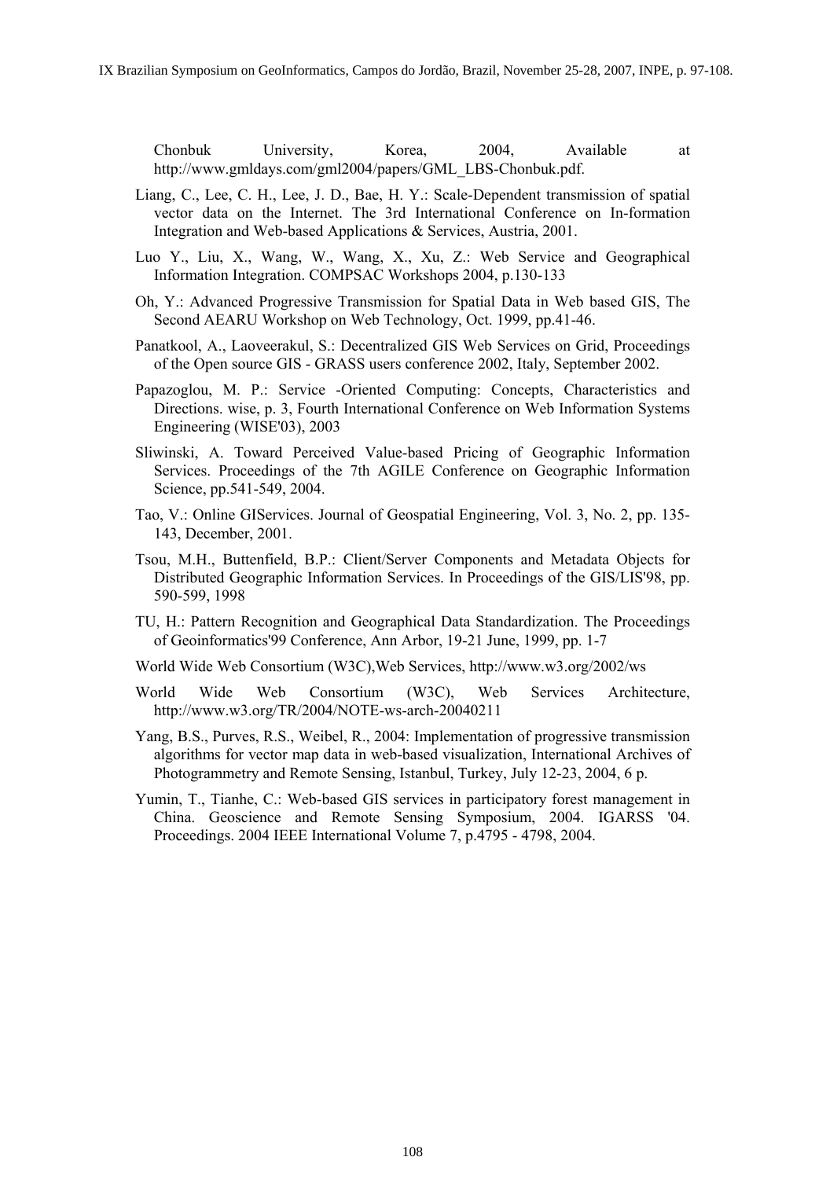Chonbuk University, Korea, 2004, Available at http://www.gmldays.com/gml2004/papers/GML_LBS-Chonbuk.pdf.

Liang, C., Lee, C. H., Lee, J. D., Bae, H. Y.: Scale-Dependent transmission of spatial vector data on the Internet. The 3rd International Conference on In-formation Integration and Web-based Applications & Services, Austria, 2001.

Luo Y., Liu, X., Wang, W., Wang, X., Xu, Z.: Web Service and Geographical Information Integration. COMPSAC Workshops 2004, p.130-133

Oh, Y.: Advanced Progressive Transmission for Spatial Data in Web based GIS, The Second AEARU Workshop on Web Technology, Oct. 1999, pp.41-46.

Panatkool, A., Laoveerakul, S.: Decentralized GIS Web Services on Grid, Proceedings of the Open source GIS - GRASS users conference 2002, Italy, September 2002.

Papazoglou, M. P.: Service -Oriented Computing: Concepts, Characteristics and Directions. wise, p. 3, Fourth International Conference on Web Information Systems Engineering (WISE'03), 2003

Sliwinski, A. Toward Perceived Value-based Pricing of Geographic Information Services. Proceedings of the 7th AGILE Conference on Geographic Information Science, pp.541-549, 2004.

Tao, V.: Online GIServices. Journal of Geospatial Engineering, Vol. 3, No. 2, pp. 135-143, December, 2001.

Tsou, M.H., Buttenfield, B.P.: Client/Server Components and Metadata Objects for Distributed Geographic Information Services. In Proceedings of the GIS/LIS'98, pp. 590-599, 1998

TU, H.: Pattern Recognition and Geographical Data Standardization. The Proceedings of Geoinformatics'99 Conference, Ann Arbor, 19-21 June, 1999, pp. 1-7

World Wide Web Consortium (W3C),Web Services, http://www.w3.org/2002/ws

World Wide Web Consortium (W3C), Web Services Architecture, http://www.w3.org/TR/2004/NOTE-ws-arch-20040211

Yang, B.S., Purves, R.S., Weibel, R., 2004: Implementation of progressive transmission algorithms for vector map data in web-based visualization, International Archives of Photogrammetry and Remote Sensing, Istanbul, Turkey, July 12-23, 2004, 6 p.

Yumin, T., Tianhe, C.: Web-based GIS services in participatory forest management in China. Geoscience and Remote Sensing Symposium, 2004. IGARSS '04. Proceedings. 2004 IEEE International Volume 7, p.4795 - 4798, 2004.